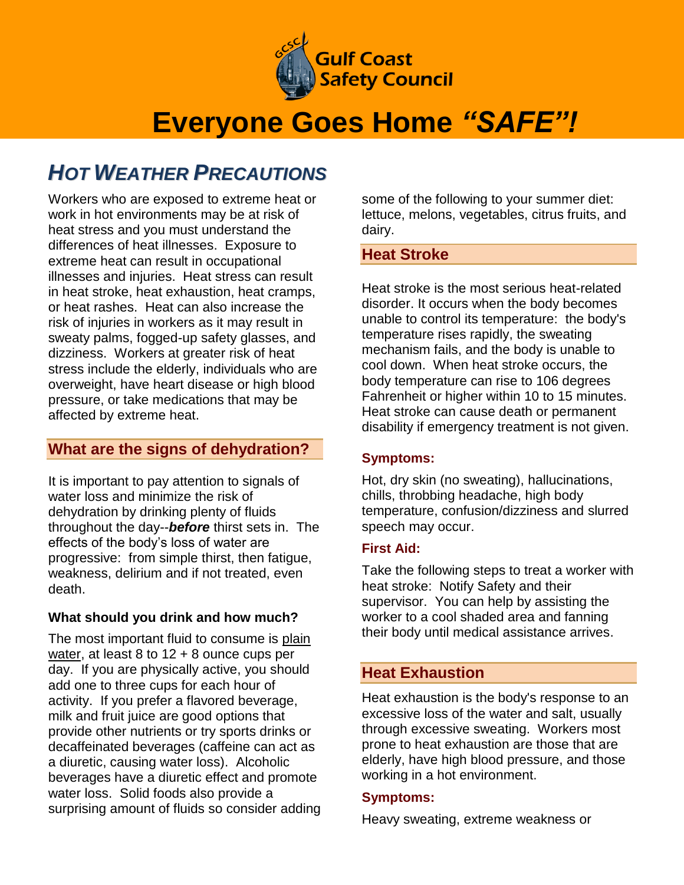Gulf Coast Safety Council

# Everyone Goes Home *"SAFE"!*

## *HOT WEATHER PRECAUTIONS*

Workers who are exposed to extreme heat or work in hot environments may be at risk of heat stress and you must understand the differences of heat illnesses. Exposure to extreme heat can result in occupational illnesses and injuries. Heat stress can result in heat stroke, heat exhaustion, heat cramps, or heat rashes. Heat can also increase the risk of injuries in workers as it may result in sweaty palms, fogged-up safety glasses, and dizziness. Workers at greater risk of heat stress include the elderly, individuals who are overweight, have heart disease or high blood pressure, or take medications that may be affected by extreme heat.

### What are the signs of dehydration?

It is important to pay attention to signals of water loss and minimize the risk of dehydration by drinking plenty of fluids throughout the day--***before*** thirst sets in. The effects of the body's loss of water are progressive: from simple thirst, then fatigue, weakness, delirium and if not treated, even death.

**What should you drink and how much?**

The most important fluid to consume is plain water, at least 8 to 12 + 8 ounce cups per day. If you are physically active, you should add one to three cups for each hour of activity. If you prefer a flavored beverage, milk and fruit juice are good options that provide other nutrients or try sports drinks or decaffeinated beverages (caffeine can act as a diuretic, causing water loss). Alcoholic beverages have a diuretic effect and promote water loss. Solid foods also provide a surprising amount of fluids so consider adding some of the following to your summer diet: lettuce, melons, vegetables, citrus fruits, and dairy.

### Heat Stroke

Heat stroke is the most serious heat-related disorder. It occurs when the body becomes unable to control its temperature: the body's temperature rises rapidly, the sweating mechanism fails, and the body is unable to cool down. When heat stroke occurs, the body temperature can rise to 106 degrees Fahrenheit or higher within 10 to 15 minutes. Heat stroke can cause death or permanent disability if emergency treatment is not given.

**Symptoms:**

Hot, dry skin (no sweating), hallucinations, chills, throbbing headache, high body temperature, confusion/dizziness and slurred speech may occur.

**First Aid:**

Take the following steps to treat a worker with heat stroke: Notify Safety and their supervisor. You can help by assisting the worker to a cool shaded area and fanning their body until medical assistance arrives.

### Heat Exhaustion

Heat exhaustion is the body's response to an excessive loss of the water and salt, usually through excessive sweating. Workers most prone to heat exhaustion are those that are elderly, have high blood pressure, and those working in a hot environment.

**Symptoms:**

Heavy sweating, extreme weakness or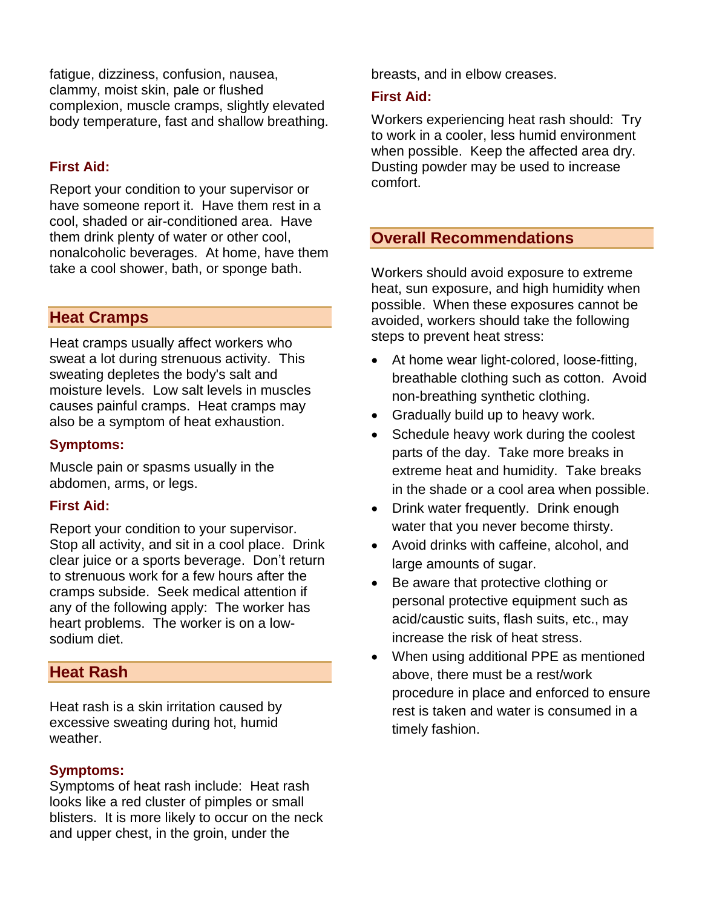fatigue, dizziness, confusion, nausea, clammy, moist skin, pale or flushed complexion, muscle cramps, slightly elevated body temperature, fast and shallow breathing.

### First Aid:

Report your condition to your supervisor or have someone report it. Have them rest in a cool, shaded or air-conditioned area. Have them drink plenty of water or other cool, nonalcoholic beverages. At home, have them take a cool shower, bath, or sponge bath.

## Heat Cramps

Heat cramps usually affect workers who sweat a lot during strenuous activity. This sweating depletes the body's salt and moisture levels. Low salt levels in muscles causes painful cramps. Heat cramps may also be a symptom of heat exhaustion.

### Symptoms:

Muscle pain or spasms usually in the abdomen, arms, or legs.

### First Aid:

Report your condition to your supervisor. Stop all activity, and sit in a cool place. Drink clear juice or a sports beverage. Don't return to strenuous work for a few hours after the cramps subside. Seek medical attention if any of the following apply: The worker has heart problems. The worker is on a low-sodium diet.

## Heat Rash

Heat rash is a skin irritation caused by excessive sweating during hot, humid weather.

### Symptoms:

Symptoms of heat rash include: Heat rash looks like a red cluster of pimples or small blisters. It is more likely to occur on the neck and upper chest, in the groin, under the breasts, and in elbow creases.

### First Aid:

Workers experiencing heat rash should: Try to work in a cooler, less humid environment when possible. Keep the affected area dry. Dusting powder may be used to increase comfort.

## Overall Recommendations

Workers should avoid exposure to extreme heat, sun exposure, and high humidity when possible. When these exposures cannot be avoided, workers should take the following steps to prevent heat stress:

- At home wear light-colored, loose-fitting, breathable clothing such as cotton. Avoid non-breathing synthetic clothing.
- Gradually build up to heavy work.
- Schedule heavy work during the coolest parts of the day. Take more breaks in extreme heat and humidity. Take breaks in the shade or a cool area when possible.
- Drink water frequently. Drink enough water that you never become thirsty.
- Avoid drinks with caffeine, alcohol, and large amounts of sugar.
- Be aware that protective clothing or personal protective equipment such as acid/caustic suits, flash suits, etc., may increase the risk of heat stress.
- When using additional PPE as mentioned above, there must be a rest/work procedure in place and enforced to ensure rest is taken and water is consumed in a timely fashion.